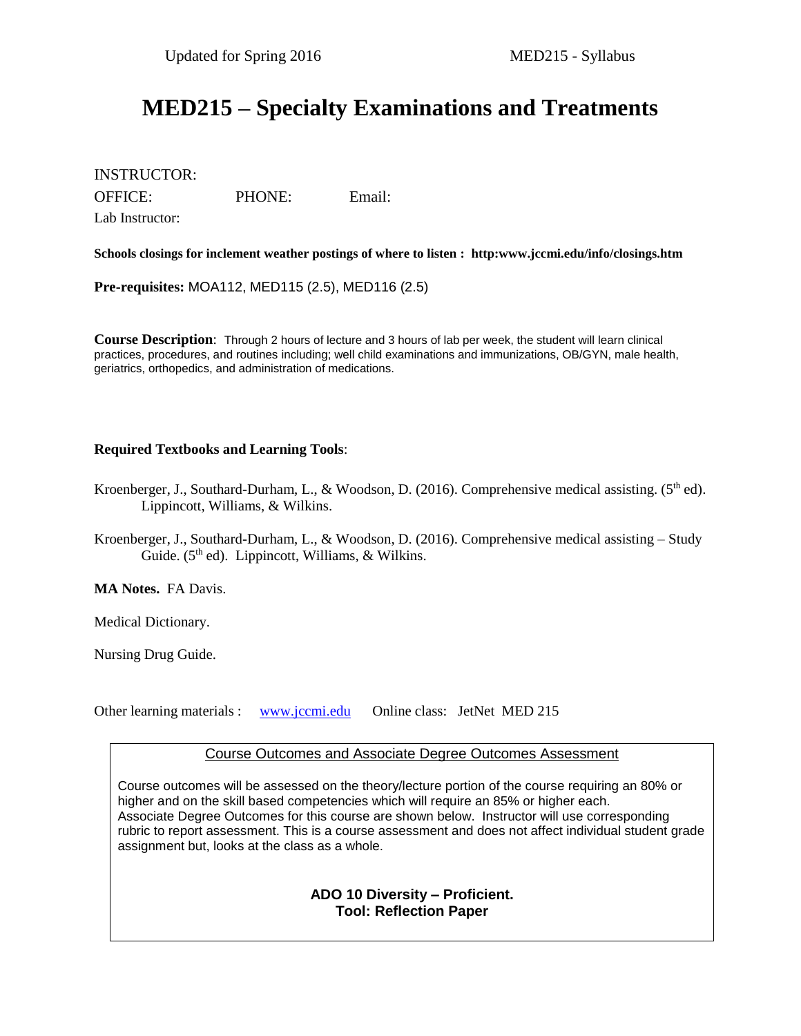# MED215 – Specialty Examinations and Treatments

INSTRUCTOR:

OFFICE: PHONE: Email:

Lab Instructor:

**Schools closings for inclement weather postings of where to listen : http:www.jccmi.edu/info/closings.htm**

**Pre-requisites:** MOA112, MED115 (2.5), MED116 (2.5)

**Course Description**: Through 2 hours of lecture and 3 hours of lab per week, the student will learn clinical practices, procedures, and routines including; well child examinations and immunizations, OB/GYN, male health, geriatrics, orthopedics, and administration of medications.

**Required Textbooks and Learning Tools**:

Kroenberger, J., Southard-Durham, L., & Woodson, D. (2016). Comprehensive medical assisting. (5th ed). Lippincott, Williams, & Wilkins.

Kroenberger, J., Southard-Durham, L., & Woodson, D. (2016). Comprehensive medical assisting – Study Guide. (5th ed). Lippincott, Williams, & Wilkins.

**MA Notes.** FA Davis.

Medical Dictionary.

Nursing Drug Guide.

Other learning materials : www.jccmi.edu Online class: JetNet MED 215

Course Outcomes and Associate Degree Outcomes Assessment

Course outcomes will be assessed on the theory/lecture portion of the course requiring an 80% or higher and on the skill based competencies which will require an 85% or higher each. Associate Degree Outcomes for this course are shown below. Instructor will use corresponding rubric to report assessment. This is a course assessment and does not affect individual student grade assignment but, looks at the class as a whole.

**ADO 10 Diversity – Proficient.**
**Tool: Reflection Paper**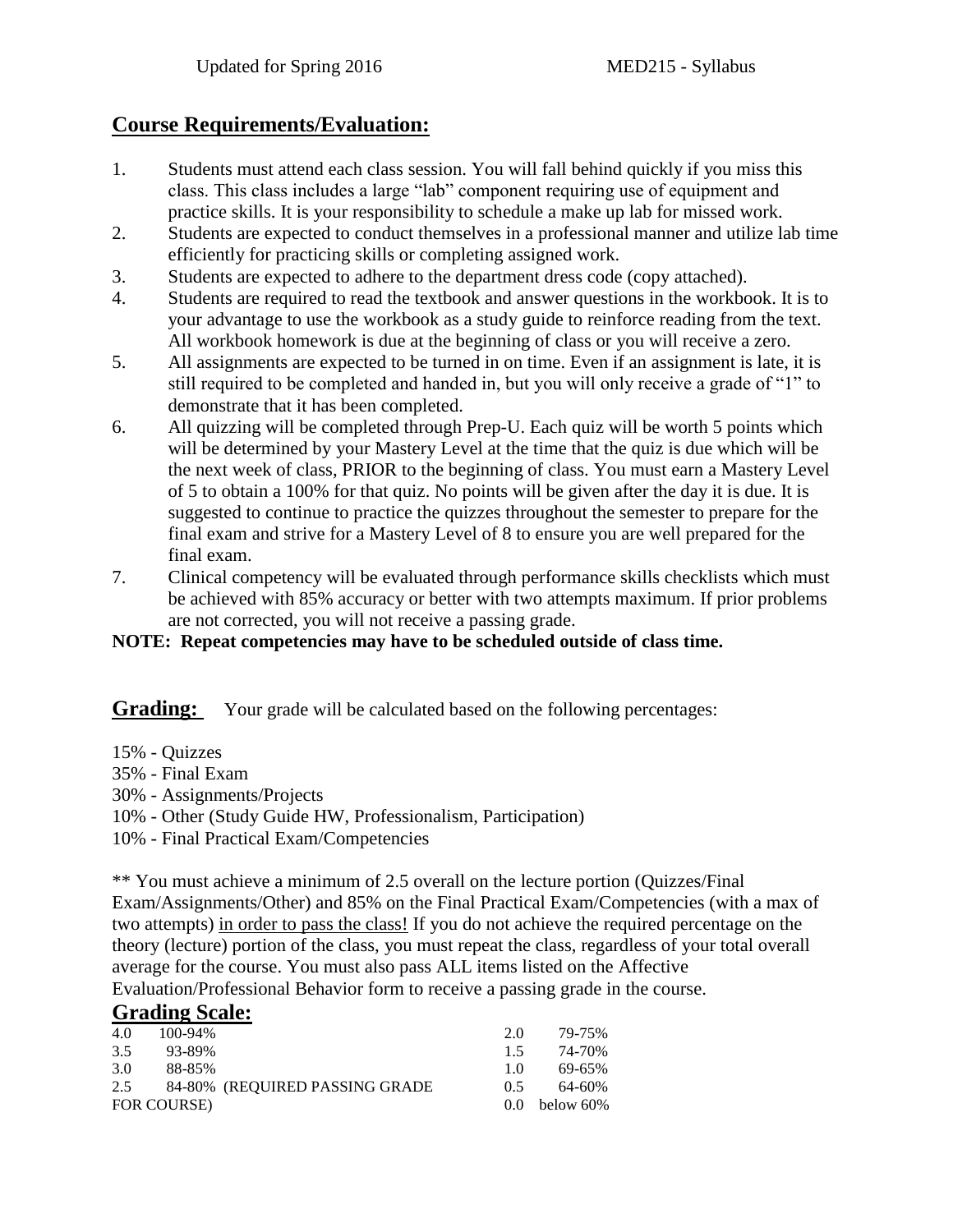## Course Requirements/Evaluation:

1. Students must attend each class session. You will fall behind quickly if you miss this class. This class includes a large "lab" component requiring use of equipment and practice skills. It is your responsibility to schedule a make up lab for missed work.
2. Students are expected to conduct themselves in a professional manner and utilize lab time efficiently for practicing skills or completing assigned work.
3. Students are expected to adhere to the department dress code (copy attached).
4. Students are required to read the textbook and answer questions in the workbook. It is to your advantage to use the workbook as a study guide to reinforce reading from the text. All workbook homework is due at the beginning of class or you will receive a zero.
5. All assignments are expected to be turned in on time. Even if an assignment is late, it is still required to be completed and handed in, but you will only receive a grade of "1" to demonstrate that it has been completed.
6. All quizzing will be completed through Prep-U. Each quiz will be worth 5 points which will be determined by your Mastery Level at the time that the quiz is due which will be the next week of class, PRIOR to the beginning of class. You must earn a Mastery Level of 5 to obtain a 100% for that quiz. No points will be given after the day it is due. It is suggested to continue to practice the quizzes throughout the semester to prepare for the final exam and strive for a Mastery Level of 8 to ensure you are well prepared for the final exam.
7. Clinical competency will be evaluated through performance skills checklists which must be achieved with 85% accuracy or better with two attempts maximum. If prior problems are not corrected, you will not receive a passing grade.

**NOTE: Repeat competencies may have to be scheduled outside of class time.**

## Grading:

Your grade will be calculated based on the following percentages:

15% - Quizzes
35% - Final Exam
30% - Assignments/Projects
10% - Other (Study Guide HW, Professionalism, Participation)
10% - Final Practical Exam/Competencies

** You must achieve a minimum of 2.5 overall on the lecture portion (Quizzes/Final Exam/Assignments/Other) and 85% on the Final Practical Exam/Competencies (with a max of two attempts) in order to pass the class! If you do not achieve the required percentage on the theory (lecture) portion of the class, you must repeat the class, regardless of your total overall average for the course. You must also pass ALL items listed on the Affective Evaluation/Professional Behavior form to receive a passing grade in the course.

## Grading Scale:

| Grade | Percentage | Grade | Percentage |
|---|---|---|---|
| 4.0 | 100-94% | 2.0 | 79-75% |
| 3.5 | 93-89% | 1.5 | 74-70% |
| 3.0 | 88-85% | 1.0 | 69-65% |
| 2.5 | 84-80% (REQUIRED PASSING GRADE FOR COURSE) | 0.5 | 64-60% |
| | | 0.0 | below 60% |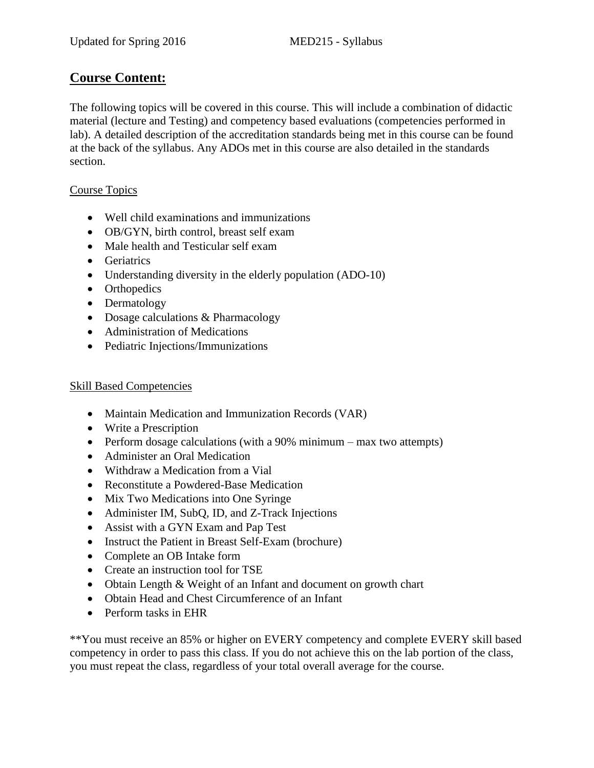## Course Content:

The following topics will be covered in this course. This will include a combination of didactic material (lecture and Testing) and competency based evaluations (competencies performed in lab). A detailed description of the accreditation standards being met in this course can be found at the back of the syllabus. Any ADOs met in this course are also detailed in the standards section.

Course Topics

- Well child examinations and immunizations
- OB/GYN, birth control, breast self exam
- Male health and Testicular self exam
- Geriatrics
- Understanding diversity in the elderly population (ADO-10)
- Orthopedics
- Dermatology
- Dosage calculations & Pharmacology
- Administration of Medications
- Pediatric Injections/Immunizations

Skill Based Competencies

- Maintain Medication and Immunization Records (VAR)
- Write a Prescription
- Perform dosage calculations (with a 90% minimum – max two attempts)
- Administer an Oral Medication
- Withdraw a Medication from a Vial
- Reconstitute a Powdered-Base Medication
- Mix Two Medications into One Syringe
- Administer IM, SubQ, ID, and Z-Track Injections
- Assist with a GYN Exam and Pap Test
- Instruct the Patient in Breast Self-Exam (brochure)
- Complete an OB Intake form
- Create an instruction tool for TSE
- Obtain Length & Weight of an Infant and document on growth chart
- Obtain Head and Chest Circumference of an Infant
- Perform tasks in EHR

**You must receive an 85% or higher on EVERY competency and complete EVERY skill based competency in order to pass this class. If you do not achieve this on the lab portion of the class, you must repeat the class, regardless of your total overall average for the course.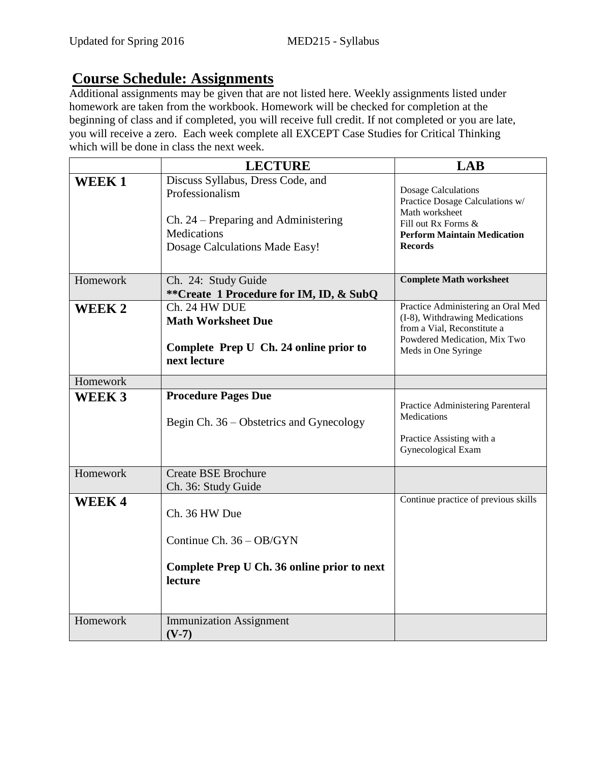## Course Schedule: Assignments

Additional assignments may be given that are not listed here. Weekly assignments listed under homework are taken from the workbook. Homework will be checked for completion at the beginning of class and if completed, you will receive full credit. If not completed or you are late, you will receive a zero. Each week complete all EXCEPT Case Studies for Critical Thinking which will be done in class the next week.

| | LECTURE | LAB |
|---|---|---|
| **WEEK 1** | Discuss Syllabus, Dress Code, and Professionalism<br><br>Ch. 24 – Preparing and Administering Medications<br>Dosage Calculations Made Easy! | Dosage Calculations<br>Practice Dosage Calculations w/ Math worksheet<br>Fill out Rx Forms &<br>**Perform Maintain Medication Records** |
| Homework | Ch. 24: Study Guide<br>****Create 1 Procedure for IM, ID, & SubQ** | **Complete Math worksheet** |
| **WEEK 2** | Ch. 24 HW DUE<br>**Math Worksheet Due**<br><br>**Complete Prep U Ch. 24 online prior to next lecture** | Practice Administering an Oral Med (I-8), Withdrawing Medications from a Vial, Reconstitute a Powdered Medication, Mix Two Meds in One Syringe |
| Homework | | |
| **WEEK 3** | **Procedure Pages Due**<br><br>Begin Ch. 36 – Obstetrics and Gynecology | Practice Administering Parenteral Medications<br><br>Practice Assisting with a Gynecological Exam |
| Homework | Create BSE Brochure<br>Ch. 36: Study Guide | |
| **WEEK 4** | Ch. 36 HW Due<br><br>Continue Ch. 36 – OB/GYN<br><br>**Complete Prep U Ch. 36 online prior to next lecture** | Continue practice of previous skills |
| Homework | Immunization Assignment<br>**(V-7)** | |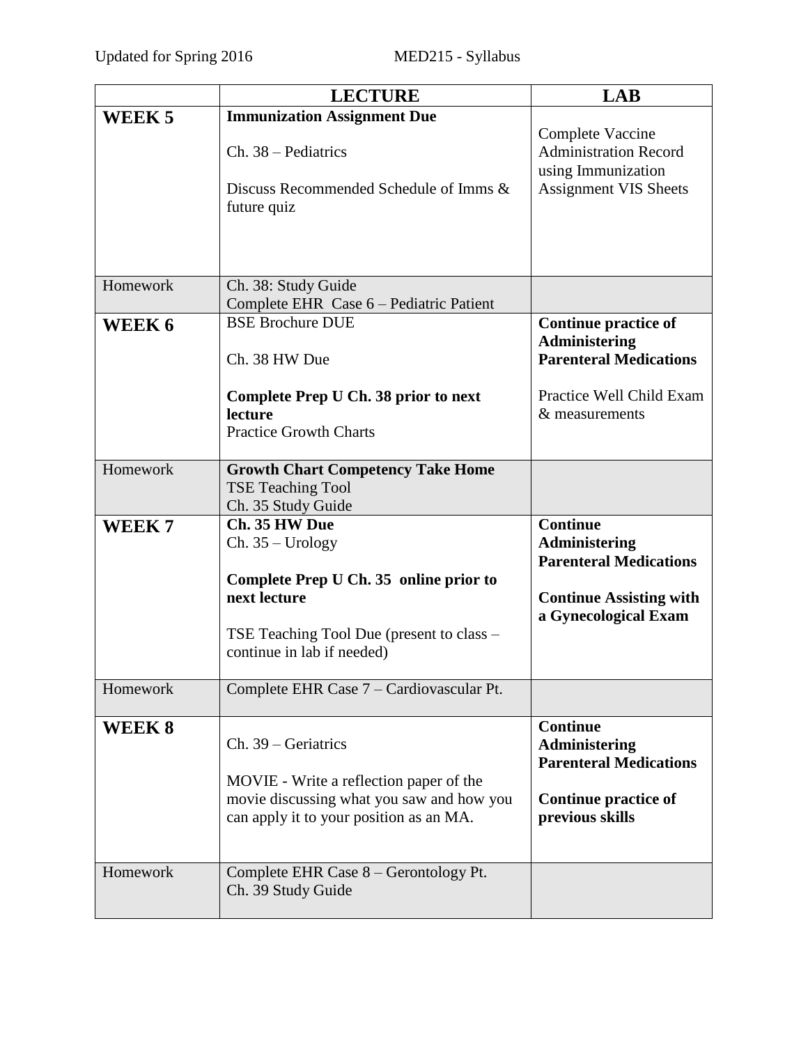| | **LECTURE** | **LAB** |
|---|---|---|
| **WEEK 5** | **Immunization Assignment Due**<br><br>Ch. 38 – Pediatrics<br><br>Discuss Recommended Schedule of Imms & future quiz | Complete Vaccine Administration Record using Immunization Assignment VIS Sheets |
| Homework | Ch. 38: Study Guide<br>Complete EHR Case 6 – Pediatric Patient | |
| **WEEK 6** | BSE Brochure DUE<br><br>Ch. 38 HW Due<br><br>**Complete Prep U Ch. 38 prior to next lecture**<br>Practice Growth Charts | **Continue practice of Administering Parenteral Medications**<br><br>Practice Well Child Exam & measurements |
| Homework | **Growth Chart Competency Take Home**<br>TSE Teaching Tool<br>Ch. 35 Study Guide | |
| **WEEK 7** | **Ch. 35 HW Due**<br>Ch. 35 – Urology<br><br>**Complete Prep U Ch. 35 online prior to next lecture**<br><br>TSE Teaching Tool Due (present to class – continue in lab if needed) | **Continue Administering Parenteral Medications**<br><br>**Continue Assisting with a Gynecological Exam** |
| Homework | Complete EHR Case 7 – Cardiovascular Pt. | |
| **WEEK 8** | Ch. 39 – Geriatrics<br><br>MOVIE - Write a reflection paper of the movie discussing what you saw and how you can apply it to your position as an MA. | **Continue Administering Parenteral Medications**<br><br>**Continue practice of previous skills** |
| Homework | Complete EHR Case 8 – Gerontology Pt.<br>Ch. 39 Study Guide | |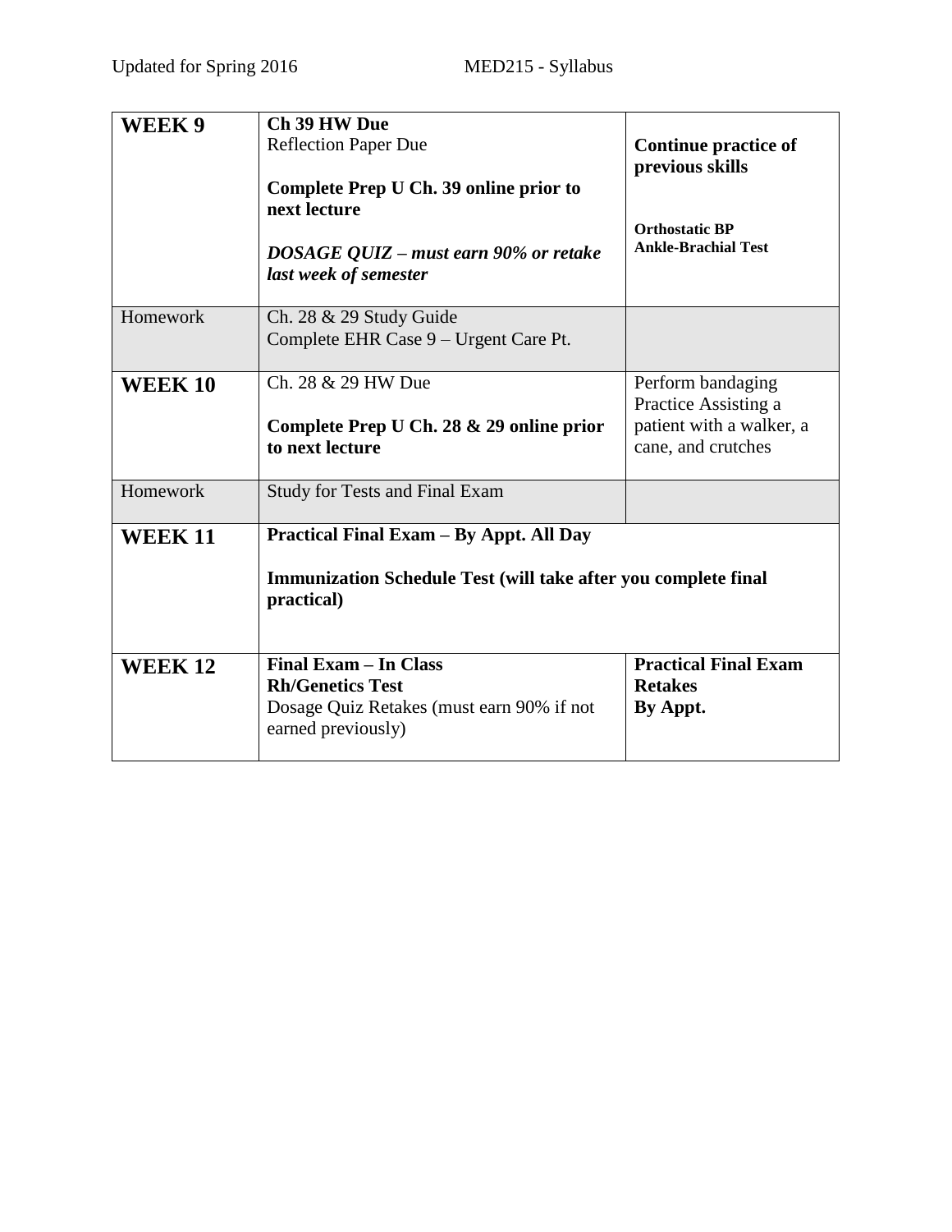| **WEEK 9** | **Ch 39 HW Due**<br>Reflection Paper Due<br><br>**Complete Prep U Ch. 39 online prior to next lecture**<br><br>***DOSAGE QUIZ – must earn 90% or retake last week of semester*** | **Continue practice of previous skills**<br><br>**Orthostatic BP**<br>**Ankle-Brachial Test** |
|---|---|---|
| Homework | Ch. 28 & 29 Study Guide<br>Complete EHR Case 9 – Urgent Care Pt. | |
| **WEEK 10** | Ch. 28 & 29 HW Due<br><br>**Complete Prep U Ch. 28 & 29 online prior to next lecture** | Perform bandaging<br>Practice Assisting a patient with a walker, a cane, and crutches |
| Homework | Study for Tests and Final Exam | |
| **WEEK 11** | **Practical Final Exam – By Appt. All Day**<br><br>**Immunization Schedule Test (will take after you complete final practical)** | |
| **WEEK 12** | **Final Exam – In Class**<br>**Rh/Genetics Test**<br>Dosage Quiz Retakes (must earn 90% if not earned previously) | **Practical Final Exam Retakes**<br>**By Appt.** |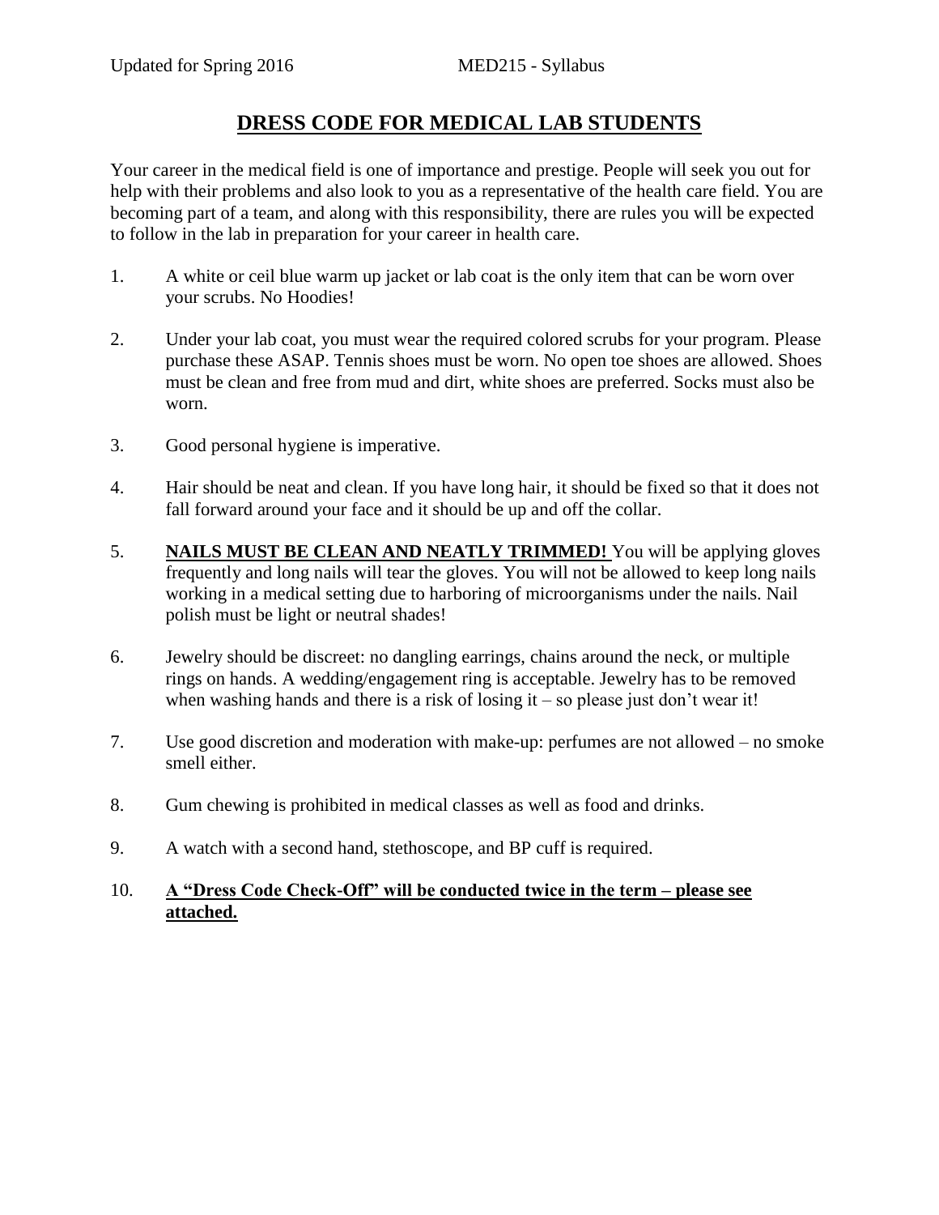# DRESS CODE FOR MEDICAL LAB STUDENTS

Your career in the medical field is one of importance and prestige. People will seek you out for help with their problems and also look to you as a representative of the health care field. You are becoming part of a team, and along with this responsibility, there are rules you will be expected to follow in the lab in preparation for your career in health care.

1. A white or ceil blue warm up jacket or lab coat is the only item that can be worn over your scrubs. No Hoodies!
2. Under your lab coat, you must wear the required colored scrubs for your program. Please purchase these ASAP. Tennis shoes must be worn. No open toe shoes are allowed. Shoes must be clean and free from mud and dirt, white shoes are preferred. Socks must also be worn.
3. Good personal hygiene is imperative.
4. Hair should be neat and clean. If you have long hair, it should be fixed so that it does not fall forward around your face and it should be up and off the collar.
5. **NAILS MUST BE CLEAN AND NEATLY TRIMMED!** You will be applying gloves frequently and long nails will tear the gloves. You will not be allowed to keep long nails working in a medical setting due to harboring of microorganisms under the nails. Nail polish must be light or neutral shades!
6. Jewelry should be discreet: no dangling earrings, chains around the neck, or multiple rings on hands. A wedding/engagement ring is acceptable. Jewelry has to be removed when washing hands and there is a risk of losing it – so please just don't wear it!
7. Use good discretion and moderation with make-up: perfumes are not allowed – no smoke smell either.
8. Gum chewing is prohibited in medical classes as well as food and drinks.
9. A watch with a second hand, stethoscope, and BP cuff is required.
10. **A "Dress Code Check-Off" will be conducted twice in the term – please see attached.**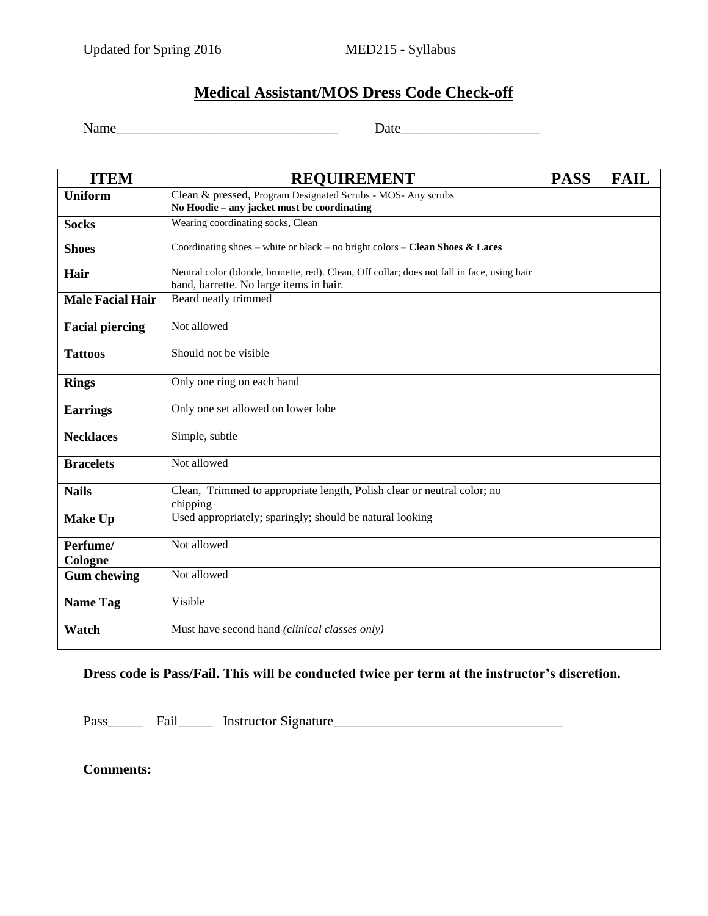# **Medical Assistant/MOS Dress Code Check-off**

Name________________________________ Date____________________

| ITEM | REQUIREMENT | PASS | FAIL |
|---|---|---|---|
| **Uniform** | Clean & pressed, Program Designated Scrubs - MOS- Any scrubs **No Hoodie – any jacket must be coordinating** | | |
| **Socks** | Wearing coordinating socks, Clean | | |
| **Shoes** | Coordinating shoes – white or black – no bright colors – **Clean Shoes & Laces** | | |
| **Hair** | Neutral color (blonde, brunette, red). Clean, Off collar; does not fall in face, using hair band, barrette. No large items in hair. | | |
| **Male Facial Hair** | Beard neatly trimmed | | |
| **Facial piercing** | Not allowed | | |
| **Tattoos** | Should not be visible | | |
| **Rings** | Only one ring on each hand | | |
| **Earrings** | Only one set allowed on lower lobe | | |
| **Necklaces** | Simple, subtle | | |
| **Bracelets** | Not allowed | | |
| **Nails** | Clean, Trimmed to appropriate length, Polish clear or neutral color; no chipping | | |
| **Make Up** | Used appropriately; sparingly; should be natural looking | | |
| **Perfume/ Cologne** | Not allowed | | |
| **Gum chewing** | Not allowed | | |
| **Name Tag** | Visible | | |
| **Watch** | Must have second hand *(clinical classes only)* | | |

**Dress code is Pass/Fail. This will be conducted twice per term at the instructor's discretion.**

Pass_____ Fail_____ Instructor Signature_________________________________

**Comments:**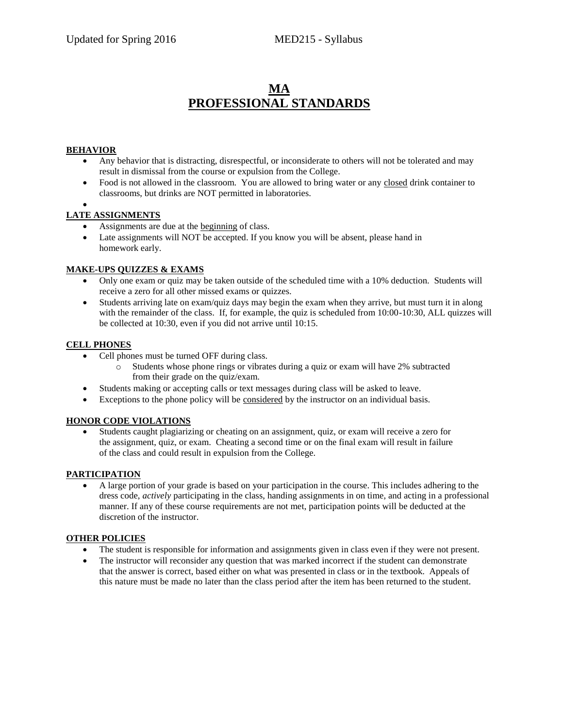# MA
# PROFESSIONAL STANDARDS

**BEHAVIOR**

- Any behavior that is distracting, disrespectful, or inconsiderate to others will not be tolerated and may result in dismissal from the course or expulsion from the College.
- Food is not allowed in the classroom. You are allowed to bring water or any closed drink container to classrooms, but drinks are NOT permitted in laboratories.

**LATE ASSIGNMENTS**

- Assignments are due at the beginning of class.
- Late assignments will NOT be accepted. If you know you will be absent, please hand in homework early.

**MAKE-UPS QUIZZES & EXAMS**

- Only one exam or quiz may be taken outside of the scheduled time with a 10% deduction. Students will receive a zero for all other missed exams or quizzes.
- Students arriving late on exam/quiz days may begin the exam when they arrive, but must turn it in along with the remainder of the class. If, for example, the quiz is scheduled from 10:00-10:30, ALL quizzes will be collected at 10:30, even if you did not arrive until 10:15.

**CELL PHONES**

- Cell phones must be turned OFF during class.
  - Students whose phone rings or vibrates during a quiz or exam will have 2% subtracted from their grade on the quiz/exam.
- Students making or accepting calls or text messages during class will be asked to leave.
- Exceptions to the phone policy will be considered by the instructor on an individual basis.

**HONOR CODE VIOLATIONS**

- Students caught plagiarizing or cheating on an assignment, quiz, or exam will receive a zero for the assignment, quiz, or exam. Cheating a second time or on the final exam will result in failure of the class and could result in expulsion from the College.

**PARTICIPATION**

- A large portion of your grade is based on your participation in the course. This includes adhering to the dress code, *actively* participating in the class, handing assignments in on time, and acting in a professional manner. If any of these course requirements are not met, participation points will be deducted at the discretion of the instructor.

**OTHER POLICIES**

- The student is responsible for information and assignments given in class even if they were not present.
- The instructor will reconsider any question that was marked incorrect if the student can demonstrate that the answer is correct, based either on what was presented in class or in the textbook. Appeals of this nature must be made no later than the class period after the item has been returned to the student.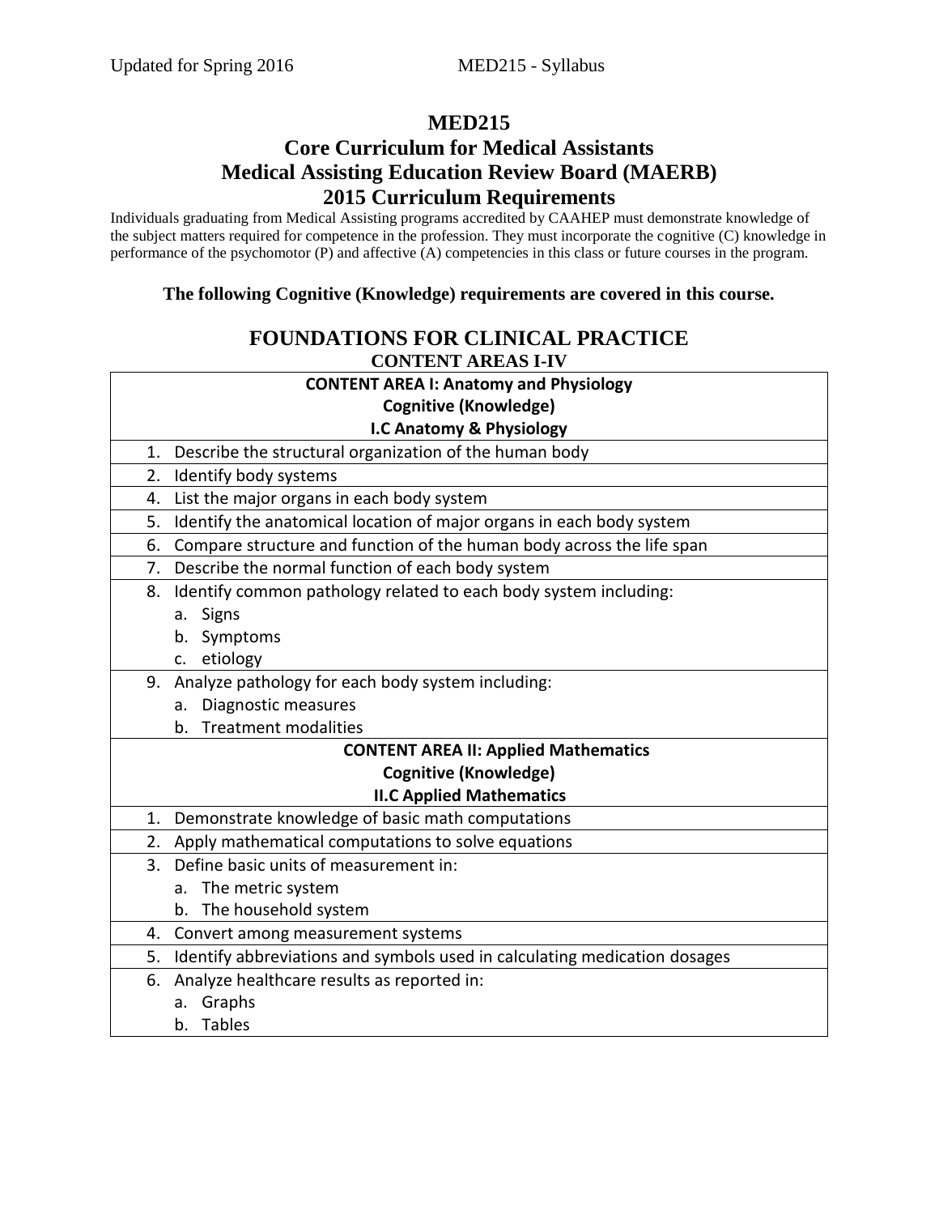# MED215

## Core Curriculum for Medical Assistants
## Medical Assisting Education Review Board (MAERB)
## 2015 Curriculum Requirements

Individuals graduating from Medical Assisting programs accredited by CAAHEP must demonstrate knowledge of the subject matters required for competence in the profession. They must incorporate the cognitive (C) knowledge in performance of the psychomotor (P) and affective (A) competencies in this class or future courses in the program.

**The following Cognitive (Knowledge) requirements are covered in this course.**

## FOUNDATIONS FOR CLINICAL PRACTICE
### CONTENT AREAS I-IV

| **CONTENT AREA I: Anatomy and Physiology**<br>**Cognitive (Knowledge)**<br>**I.C Anatomy & Physiology** |
|---|
| 1. Describe the structural organization of the human body |
| 2. Identify body systems |
| 4. List the major organs in each body system |
| 5. Identify the anatomical location of major organs in each body system |
| 6. Compare structure and function of the human body across the life span |
| 7. Describe the normal function of each body system |
| 8. Identify common pathology related to each body system including:<br>a. Signs<br>b. Symptoms<br>c. etiology |
| 9. Analyze pathology for each body system including:<br>a. Diagnostic measures<br>b. Treatment modalities |
| **CONTENT AREA II: Applied Mathematics**<br>**Cognitive (Knowledge)**<br>**II.C Applied Mathematics** |
| 1. Demonstrate knowledge of basic math computations |
| 2. Apply mathematical computations to solve equations |
| 3. Define basic units of measurement in:<br>a. The metric system<br>b. The household system |
| 4. Convert among measurement systems |
| 5. Identify abbreviations and symbols used in calculating medication dosages |
| 6. Analyze healthcare results as reported in:<br>a. Graphs<br>b. Tables |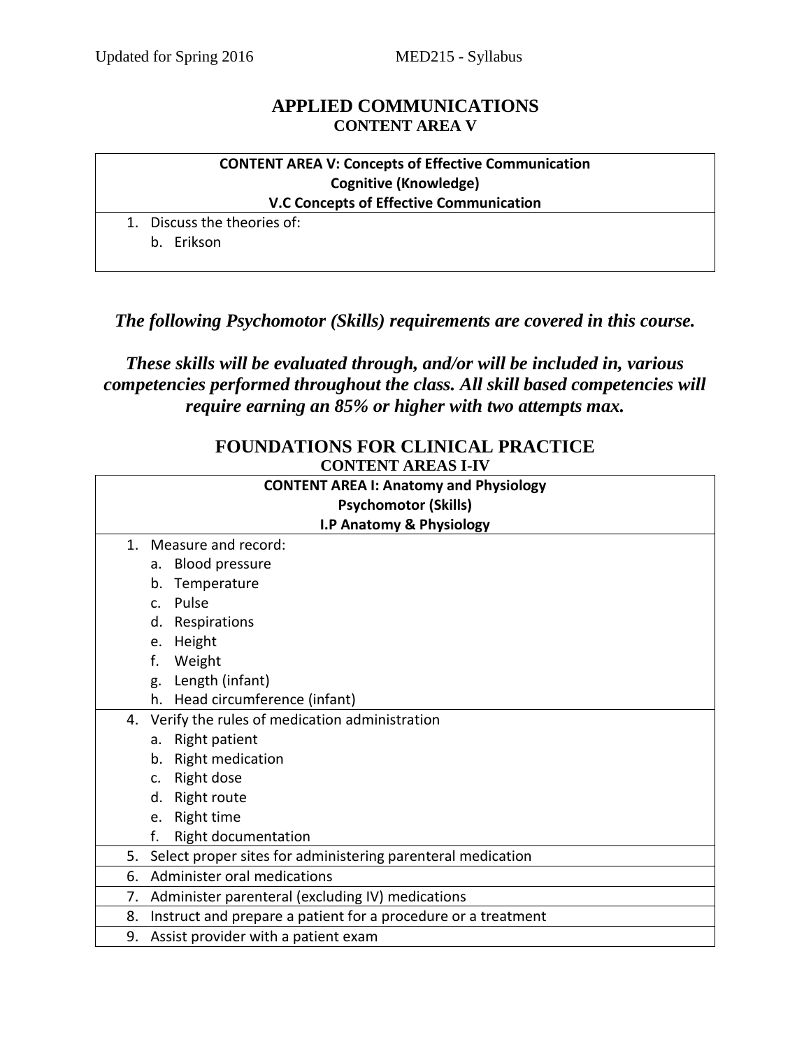## APPLIED COMMUNICATIONS
### CONTENT AREA V

| **CONTENT AREA V: Concepts of Effective Communication**<br>**Cognitive (Knowledge)**<br>**V.C Concepts of Effective Communication** |
|---|
| 1. Discuss the theories of:<br>b. Erikson |

***The following Psychomotor (Skills) requirements are covered in this course.***

***These skills will be evaluated through, and/or will be included in, various competencies performed throughout the class. All skill based competencies will require earning an 85% or higher with two attempts max.***

## FOUNDATIONS FOR CLINICAL PRACTICE
### CONTENT AREAS I-IV

| **CONTENT AREA I: Anatomy and Physiology**<br>**Psychomotor (Skills)**<br>**I.P Anatomy & Physiology** |
|---|
| 1. Measure and record:<br>a. Blood pressure<br>b. Temperature<br>c. Pulse<br>d. Respirations<br>e. Height<br>f. Weight<br>g. Length (infant)<br>h. Head circumference (infant) |
| 4. Verify the rules of medication administration<br>a. Right patient<br>b. Right medication<br>c. Right dose<br>d. Right route<br>e. Right time<br>f. Right documentation |
| 5. Select proper sites for administering parenteral medication |
| 6. Administer oral medications |
| 7. Administer parenteral (excluding IV) medications |
| 8. Instruct and prepare a patient for a procedure or a treatment |
| 9. Assist provider with a patient exam |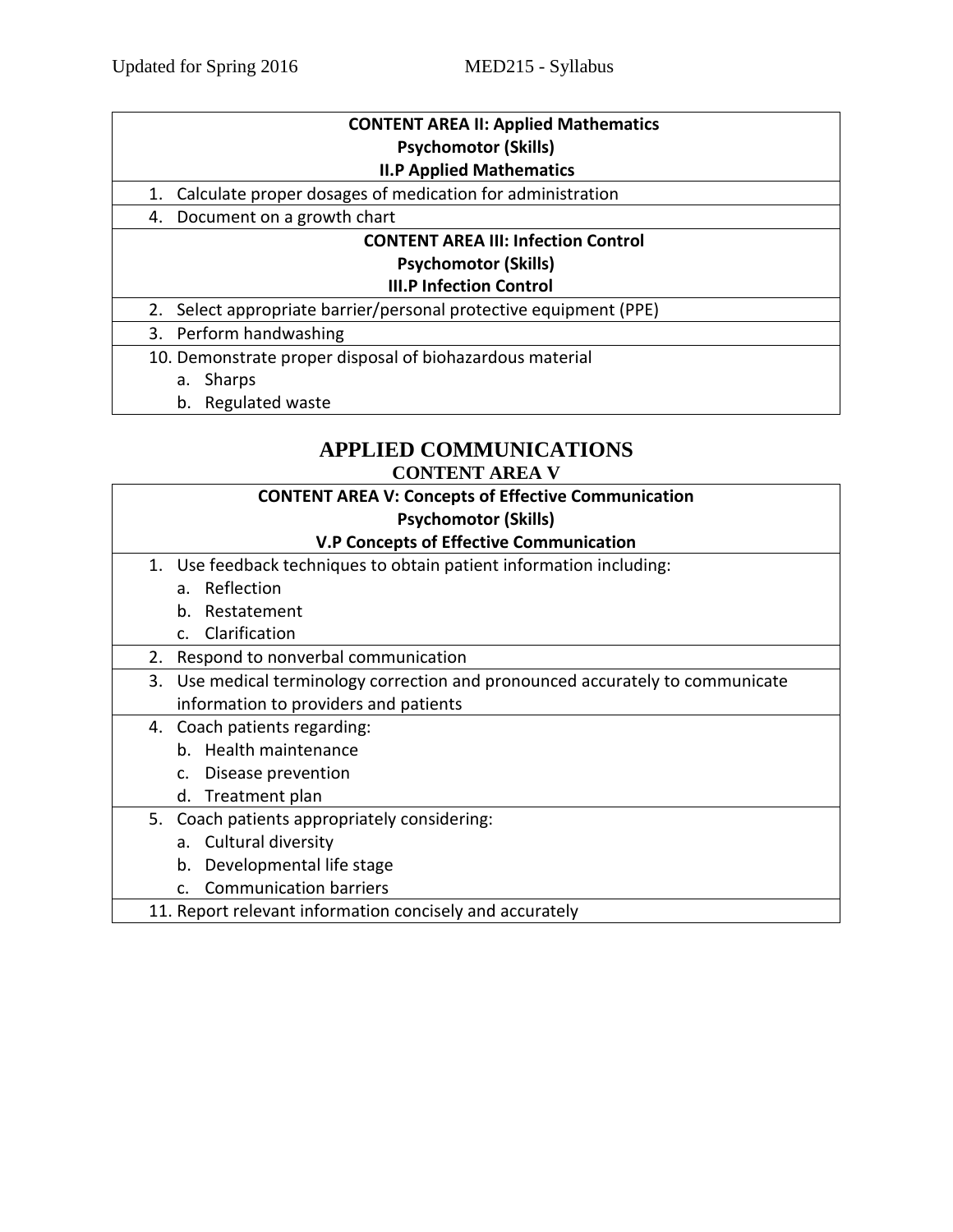| CONTENT AREA II: Applied Mathematics<br>Psychomotor (Skills)<br>II.P Applied Mathematics |
| --- |
| 1. Calculate proper dosages of medication for administration |
| 4. Document on a growth chart |

| CONTENT AREA III: Infection Control<br>Psychomotor (Skills)<br>III.P Infection Control |
| --- |
| 2. Select appropriate barrier/personal protective equipment (PPE) |
| 3. Perform handwashing |
| 10. Demonstrate proper disposal of biohazardous material<br>a. Sharps<br>b. Regulated waste |

## APPLIED COMMUNICATIONS

### CONTENT AREA V

| CONTENT AREA V: Concepts of Effective Communication<br>Psychomotor (Skills)<br>V.P Concepts of Effective Communication |
| --- |
| 1. Use feedback techniques to obtain patient information including:<br>a. Reflection<br>b. Restatement<br>c. Clarification |
| 2. Respond to nonverbal communication |
| 3. Use medical terminology correction and pronounced accurately to communicate information to providers and patients |
| 4. Coach patients regarding:<br>b. Health maintenance<br>c. Disease prevention<br>d. Treatment plan |
| 5. Coach patients appropriately considering:<br>a. Cultural diversity<br>b. Developmental life stage<br>c. Communication barriers |
| 11. Report relevant information concisely and accurately |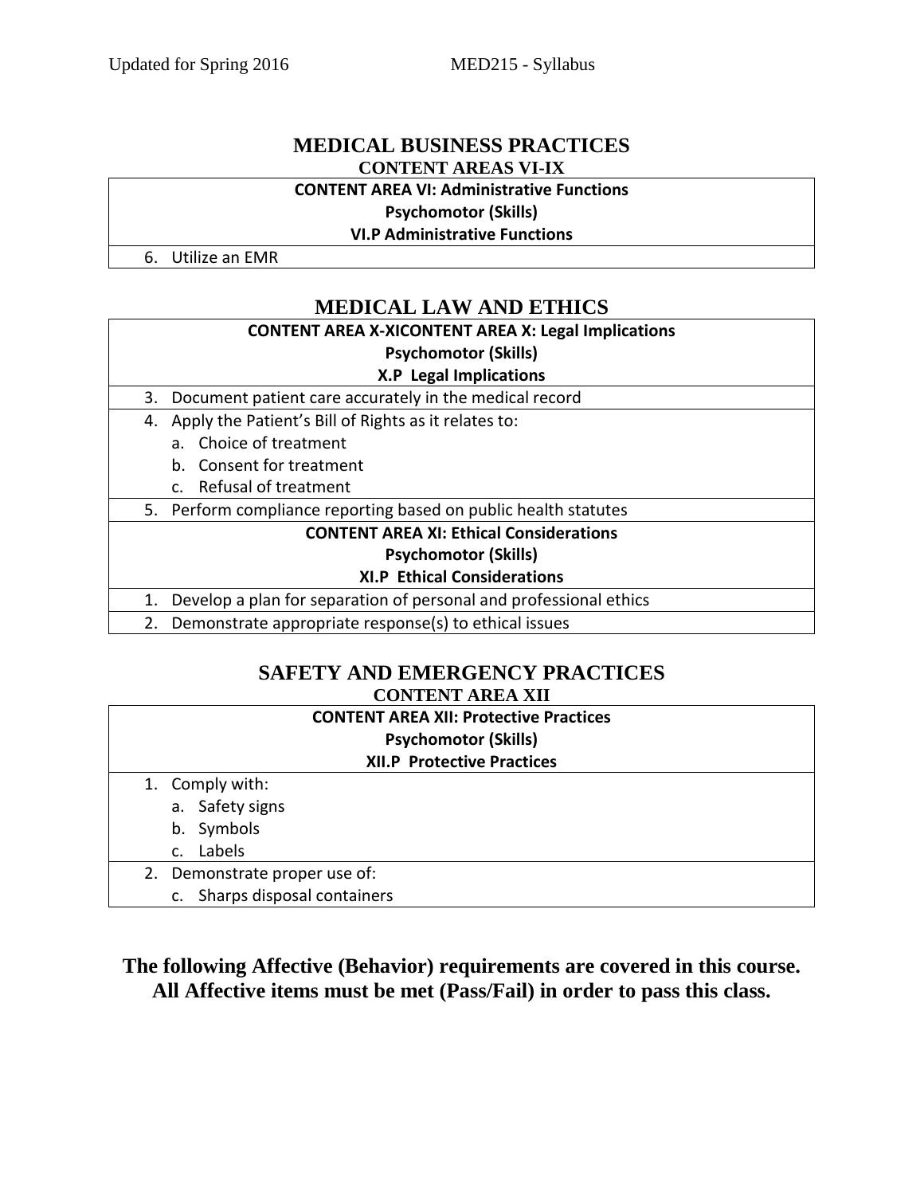## MEDICAL BUSINESS PRACTICES

### CONTENT AREAS VI-IX

| CONTENT AREA VI: Administrative Functions<br>Psychomotor (Skills)<br>VI.P Administrative Functions |
|---|
| 6. Utilize an EMR |

## MEDICAL LAW AND ETHICS

| CONTENT AREA X-XICONTENT AREA X: Legal Implications<br>Psychomotor (Skills)<br>X.P Legal Implications |
|---|
| 3. Document patient care accurately in the medical record |
| 4. Apply the Patient's Bill of Rights as it relates to:<br>a. Choice of treatment<br>b. Consent for treatment<br>c. Refusal of treatment |
| 5. Perform compliance reporting based on public health statutes |
| **CONTENT AREA XI: Ethical Considerations**<br>**Psychomotor (Skills)**<br>**XI.P Ethical Considerations** |
| 1. Develop a plan for separation of personal and professional ethics |
| 2. Demonstrate appropriate response(s) to ethical issues |

## SAFETY AND EMERGENCY PRACTICES

### CONTENT AREA XII

| CONTENT AREA XII: Protective Practices<br>Psychomotor (Skills)<br>XII.P Protective Practices |
|---|
| 1. Comply with:<br>a. Safety signs<br>b. Symbols<br>c. Labels |
| 2. Demonstrate proper use of:<br>c. Sharps disposal containers |

**The following Affective (Behavior) requirements are covered in this course. All Affective items must be met (Pass/Fail) in order to pass this class.**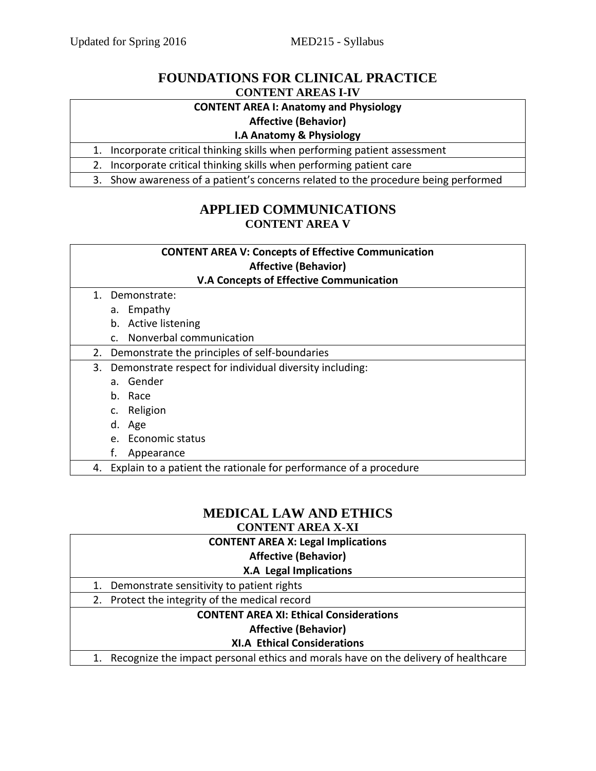## FOUNDATIONS FOR CLINICAL PRACTICE

### CONTENT AREAS I-IV

| CONTENT AREA I: Anatomy and Physiology<br>Affective (Behavior)<br>I.A Anatomy & Physiology |
|---|
| 1. Incorporate critical thinking skills when performing patient assessment |
| 2. Incorporate critical thinking skills when performing patient care |
| 3. Show awareness of a patient's concerns related to the procedure being performed |

## APPLIED COMMUNICATIONS

### CONTENT AREA V

| CONTENT AREA V: Concepts of Effective Communication<br>Affective (Behavior)<br>V.A Concepts of Effective Communication |
|---|
| 1. Demonstrate:<br>a. Empathy<br>b. Active listening<br>c. Nonverbal communication |
| 2. Demonstrate the principles of self-boundaries |
| 3. Demonstrate respect for individual diversity including:<br>a. Gender<br>b. Race<br>c. Religion<br>d. Age<br>e. Economic status<br>f. Appearance |
| 4. Explain to a patient the rationale for performance of a procedure |

## MEDICAL LAW AND ETHICS

### CONTENT AREA X-XI

| CONTENT AREA X: Legal Implications<br>Affective (Behavior)<br>X.A Legal Implications |
|---|
| 1. Demonstrate sensitivity to patient rights |
| 2. Protect the integrity of the medical record |
| **CONTENT AREA XI: Ethical Considerations<br>Affective (Behavior)<br>XI.A Ethical Considerations** |
| 1. Recognize the impact personal ethics and morals have on the delivery of healthcare |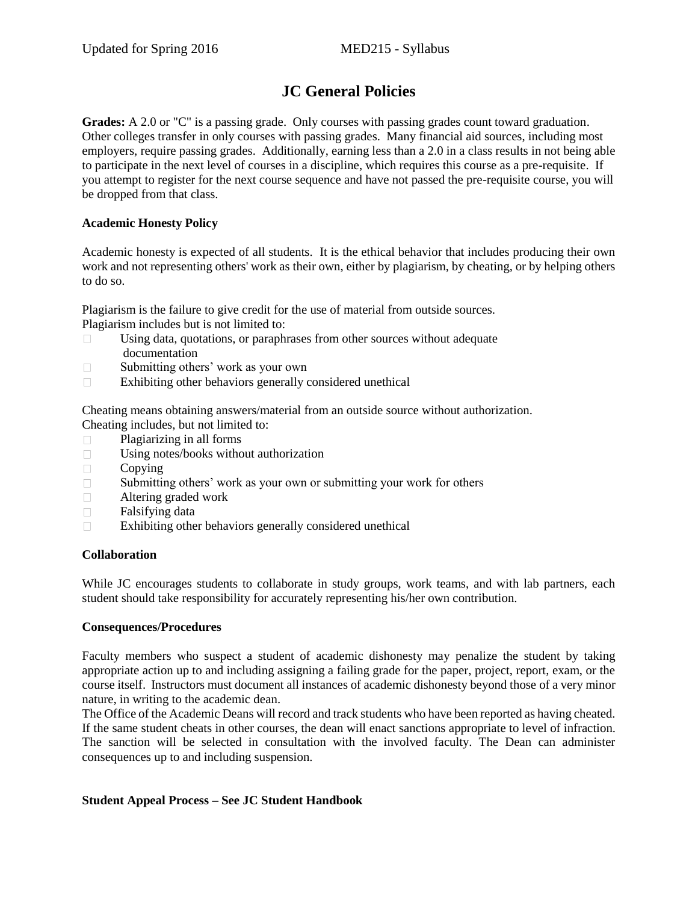# JC General Policies

**Grades:** A 2.0 or "C" is a passing grade. Only courses with passing grades count toward graduation. Other colleges transfer in only courses with passing grades. Many financial aid sources, including most employers, require passing grades. Additionally, earning less than a 2.0 in a class results in not being able to participate in the next level of courses in a discipline, which requires this course as a pre-requisite. If you attempt to register for the next course sequence and have not passed the pre-requisite course, you will be dropped from that class.

**Academic Honesty Policy**

Academic honesty is expected of all students. It is the ethical behavior that includes producing their own work and not representing others' work as their own, either by plagiarism, by cheating, or by helping others to do so.

Plagiarism is the failure to give credit for the use of material from outside sources.
Plagiarism includes but is not limited to:

- Using data, quotations, or paraphrases from other sources without adequate documentation
- Submitting others' work as your own
- Exhibiting other behaviors generally considered unethical

Cheating means obtaining answers/material from an outside source without authorization.
Cheating includes, but not limited to:

- Plagiarizing in all forms
- Using notes/books without authorization
- Copying
- Submitting others' work as your own or submitting your work for others
- Altering graded work
- Falsifying data
- Exhibiting other behaviors generally considered unethical

**Collaboration**

While JC encourages students to collaborate in study groups, work teams, and with lab partners, each student should take responsibility for accurately representing his/her own contribution.

**Consequences/Procedures**

Faculty members who suspect a student of academic dishonesty may penalize the student by taking appropriate action up to and including assigning a failing grade for the paper, project, report, exam, or the course itself. Instructors must document all instances of academic dishonesty beyond those of a very minor nature, in writing to the academic dean.
The Office of the Academic Deans will record and track students who have been reported as having cheated. If the same student cheats in other courses, the dean will enact sanctions appropriate to level of infraction. The sanction will be selected in consultation with the involved faculty. The Dean can administer consequences up to and including suspension.

**Student Appeal Process – See JC Student Handbook**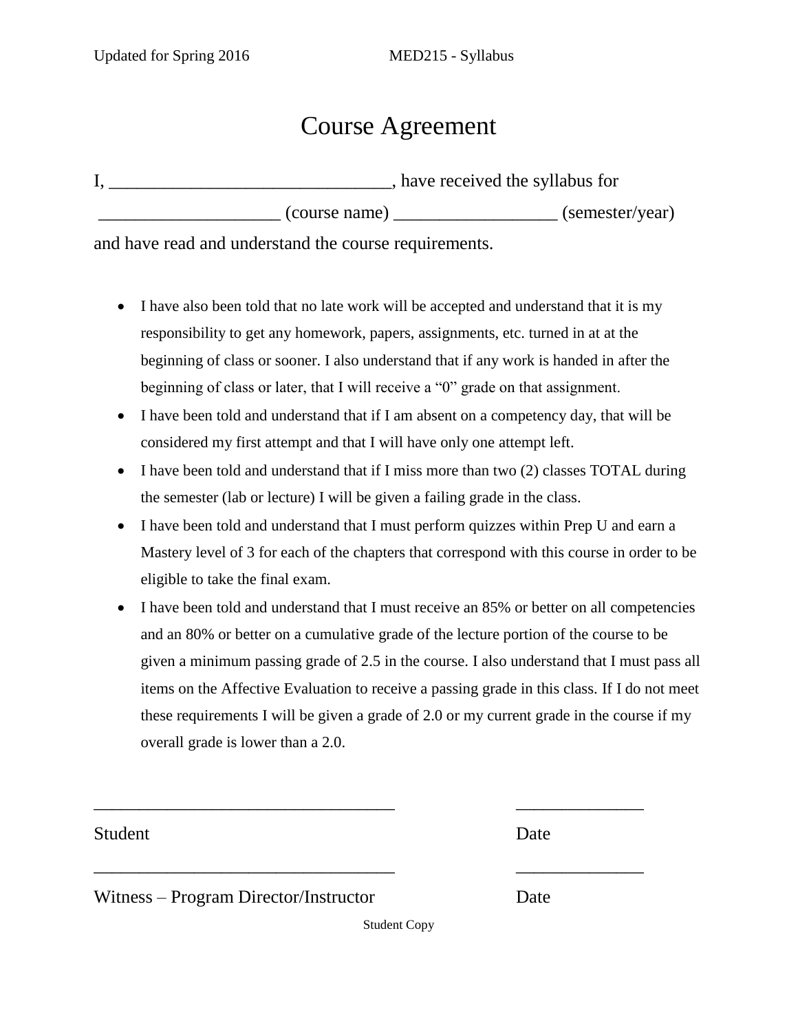# Course Agreement

I, _______________________________, have received the syllabus for

____________________ (course name) __________________ (semester/year)

and have read and understand the course requirements.

- I have also been told that no late work will be accepted and understand that it is my responsibility to get any homework, papers, assignments, etc. turned in at at the beginning of class or sooner. I also understand that if any work is handed in after the beginning of class or later, that I will receive a "0" grade on that assignment.
- I have been told and understand that if I am absent on a competency day, that will be considered my first attempt and that I will have only one attempt left.
- I have been told and understand that if I miss more than two (2) classes TOTAL during the semester (lab or lecture) I will be given a failing grade in the class.
- I have been told and understand that I must perform quizzes within Prep U and earn a Mastery level of 3 for each of the chapters that correspond with this course in order to be eligible to take the final exam.
- I have been told and understand that I must receive an 85% or better on all competencies and an 80% or better on a cumulative grade of the lecture portion of the course to be given a minimum passing grade of 2.5 in the course. I also understand that I must pass all items on the Affective Evaluation to receive a passing grade in this class. If I do not meet these requirements I will be given a grade of 2.0 or my current grade in the course if my overall grade is lower than a 2.0.

__________________________________ ______________

Student Date

__________________________________ ______________

Witness – Program Director/Instructor Date

Student Copy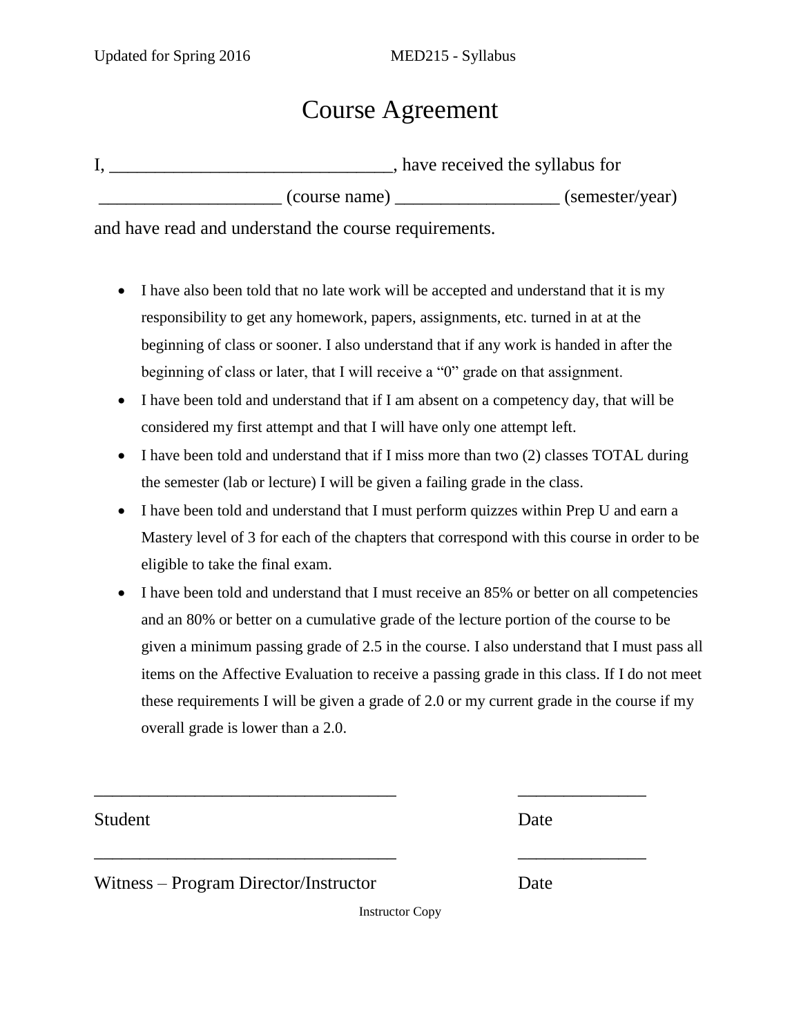# Course Agreement

I, _______________________________, have received the syllabus for ____________________ (course name) __________________ (semester/year) and have read and understand the course requirements.

- I have also been told that no late work will be accepted and understand that it is my responsibility to get any homework, papers, assignments, etc. turned in at at the beginning of class or sooner. I also understand that if any work is handed in after the beginning of class or later, that I will receive a "0" grade on that assignment.
- I have been told and understand that if I am absent on a competency day, that will be considered my first attempt and that I will have only one attempt left.
- I have been told and understand that if I miss more than two (2) classes TOTAL during the semester (lab or lecture) I will be given a failing grade in the class.
- I have been told and understand that I must perform quizzes within Prep U and earn a Mastery level of 3 for each of the chapters that correspond with this course in order to be eligible to take the final exam.
- I have been told and understand that I must receive an 85% or better on all competencies and an 80% or better on a cumulative grade of the lecture portion of the course to be given a minimum passing grade of 2.5 in the course. I also understand that I must pass all items on the Affective Evaluation to receive a passing grade in this class. If I do not meet these requirements I will be given a grade of 2.0 or my current grade in the course if my overall grade is lower than a 2.0.

__________________________________ ______________

Student Date

__________________________________ ______________

Witness – Program Director/Instructor Date

Instructor Copy